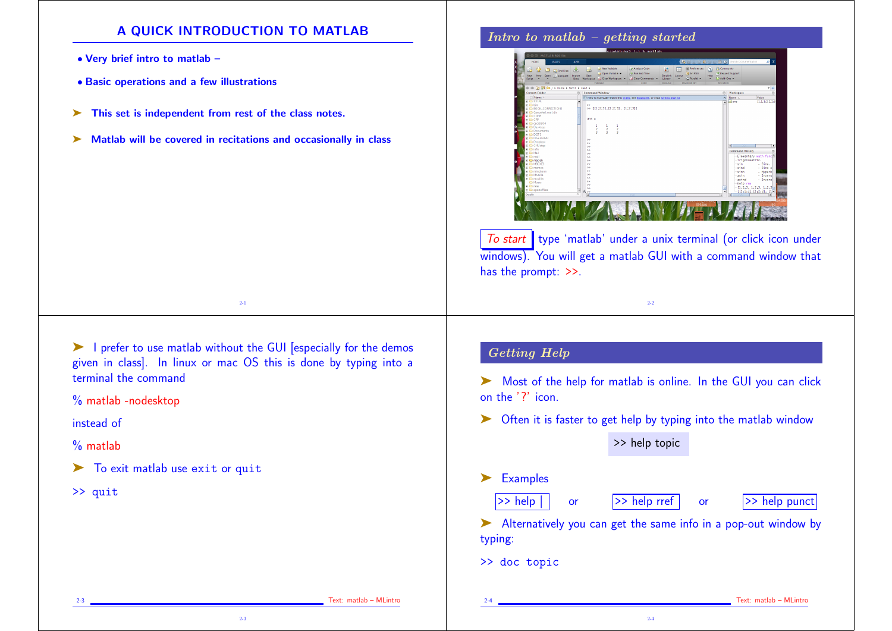## A QUICK INTRODUCTION TO MATLAB

- **Very brief intro to matlab –**
- **Basic operations and a few illustrations**

➤ **This set is independent from rest of the class notes.**

➤ **Matlab will be covered in recitations and occasionally in class**

## *Intro to matlab – getting started*

*To start* type 'matlab' under a unix terminal (or click icon under windows). You will get a matlab GUI with a command window that has the prompt: >>.

➤ I prefer to use matlab without the GUI [especially for the demos given in class]. In linux or mac OS this is done by typing into a terminal the command

```
% matlab -nodesktop
```

instead of

```
% matlab
```

➤ To exit matlab use `exit` or `quit`

```
>> quit
```

## *Getting Help*

➤ Most of the help for matlab is online. In the GUI you can click on the '?' icon.

➤ Often it is faster to get help by typing into the matlab window

```
>> help topic
```

➤ Examples

```
>> help |
```

or

```
>> help rref
```

or

```
>> help punct
```

➤ Alternatively you can get the same info in a pop-out window by typing:

```
>> doc topic
```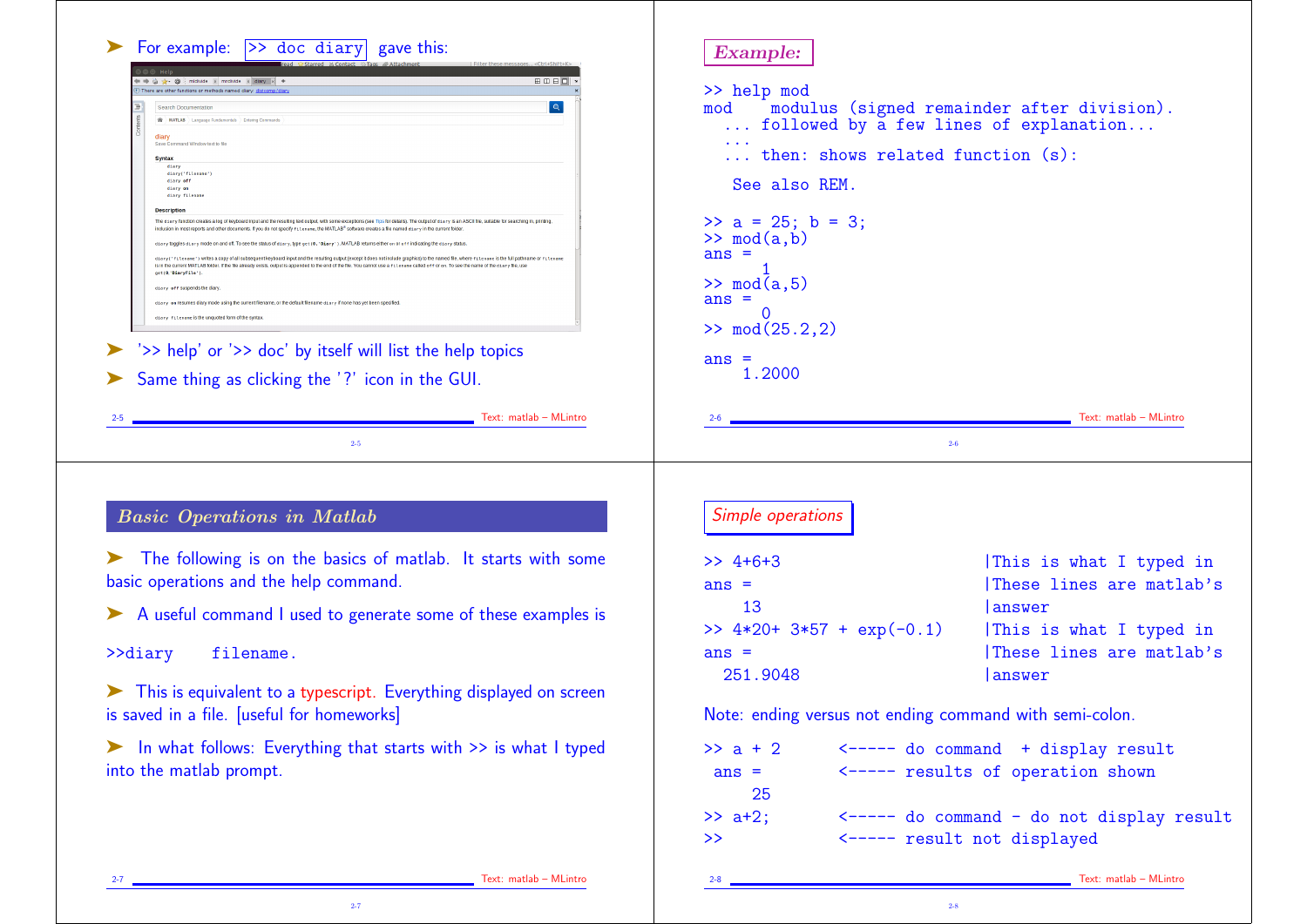- For example: `>> doc diary` gave this:

- '>> help' or '>> doc' by itself will list the help topics
- Same thing as clicking the '?' icon in the GUI.

## *Example:*

```
>> help mod
mod    modulus (signed remainder after division).
  ... followed by a few lines of explanation...
  ...
  ... then: shows related function (s):

   See also REM.

>> a = 25; b = 3;
>> mod(a,b)
ans =
     1
>> mod(a,5)
ans =
     0
>> mod(25.2,2)

ans =
    1.2000
```

## *Basic Operations in Matlab*

- The following is on the basics of matlab. It starts with some basic operations and the help command.
- A useful command I used to generate some of these examples is

`>>diary    filename.`

- This is equivalent to a typescript. Everything displayed on screen is saved in a file. [useful for homeworks]
- In what follows: Everything that starts with >> is what I typed into the matlab prompt.

## *Simple operations*

```
>> 4+6+3                       |This is what I typed in
ans =                          |These lines are matlab's
   13                          |answer
>> 4*20+ 3*57 + exp(-0.1)      |This is what I typed in
ans =                          |These lines are matlab's
  251.9048                     |answer
```

Note: ending versus not ending command with semi-colon.

```
>> a + 2      <----- do command  + display result
 ans =        <----- results of operation shown
    25
>> a+2;       <----- do command - do not display result
>>            <----- result not displayed
```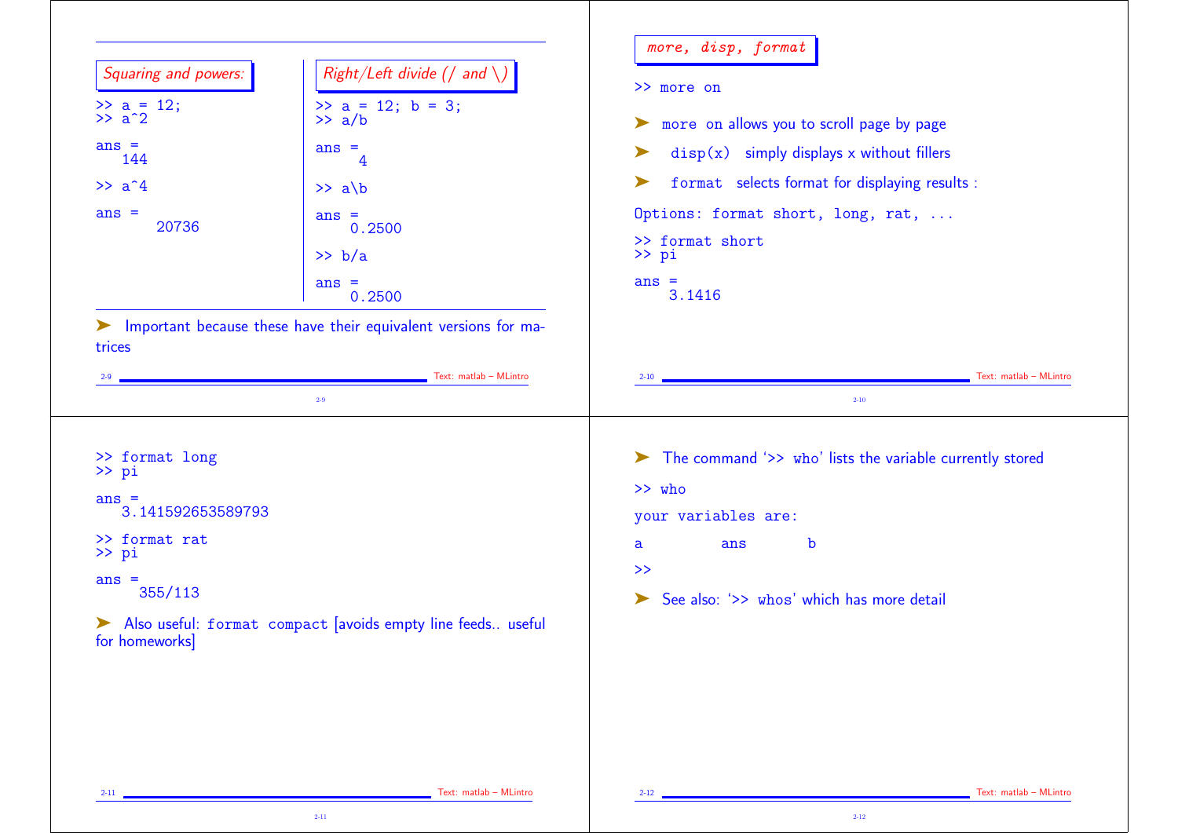### Squaring and powers:

```
>> a = 12;
>> a^2

ans =
   144

>> a^4

ans =
       20736
```

### Right/Left divide (/ and \)

```
>> a = 12; b = 3;
>> a/b

ans =
     4

>> a\b

ans =
    0.2500

>> b/a

ans =
    0.2500
```

- Important because these have their equivalent versions for matrices

### more, disp, format

```
>> more on
```

- `more on` allows you to scroll page by page
- `disp(x)` simply displays x without fillers
- `format` selects format for displaying results :

```
Options: format short, long, rat, ...

>> format short
>> pi

ans =
    3.1416
```

```
>> format long
>> pi

ans =
   3.141592653589793

>> format rat
>> pi

ans =
     355/113
```

- Also useful: `format compact` [avoids empty line feeds.. useful for homeworks]

- The command '`>> who`' lists the variable currently stored

```
>> who

your variables are:

a         ans       b

>>
```

- See also: '`>> whos`' which has more detail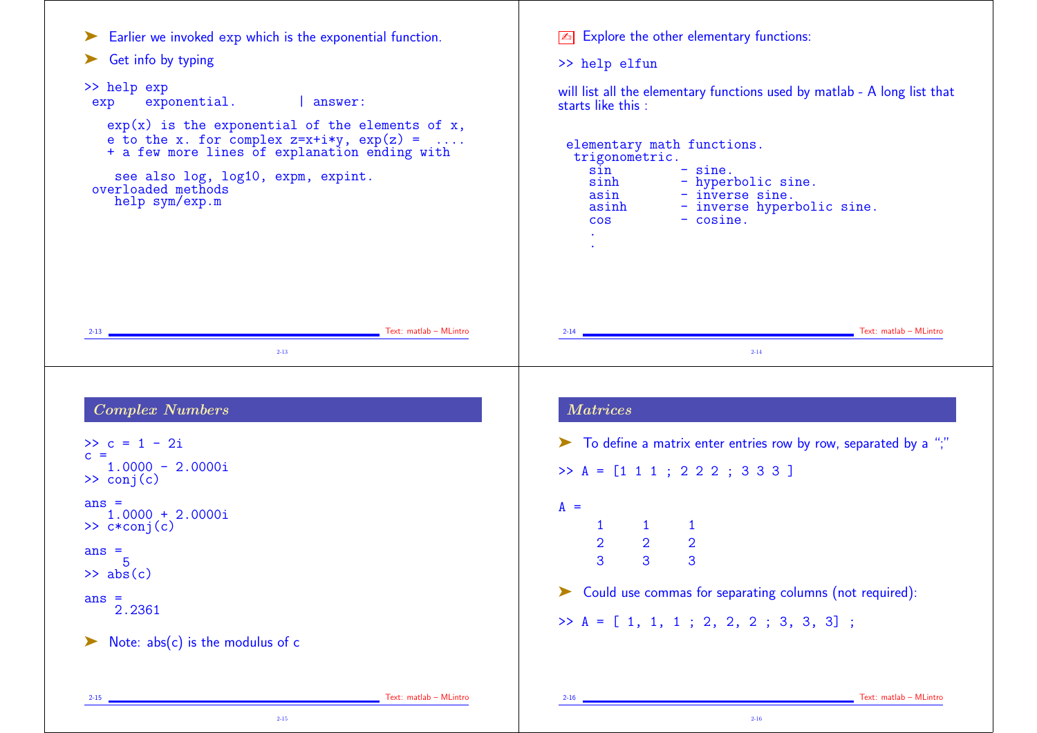- Earlier we invoked exp which is the exponential function.
- Get info by typing

```
>> help exp
 exp    exponential.        | answer:

   exp(x) is the exponential of the elements of x,
   e to the x. for complex z=x+i*y, exp(z) =  ....
   + a few more lines of explanation ending with

    see also log, log10, expm, expint.
 overloaded methods
    help sym/exp.m
```

Explore the other elementary functions:

```
>> help elfun
```

will list all the elementary functions used by matlab - A long list that starts like this :

```
 elementary math functions.
  trigonometric.
    sin         - sine.
    sinh        - hyperbolic sine.
    asin        - inverse sine.
    asinh       - inverse hyperbolic sine.
    cos         - cosine.
    .
    .
```

## *Complex Numbers*

```
>> c = 1 - 2i
c =
   1.0000 - 2.0000i
>> conj(c)

ans =
   1.0000 + 2.0000i
>> c*conj(c)

ans =
     5
>> abs(c)

ans =
    2.2361
```

- Note: abs(c) is the modulus of c

## *Matrices*

- To define a matrix enter entries row by row, separated by a ";"

```
>> A = [1 1 1 ; 2 2 2 ; 3 3 3 ]


A =
     1     1     1
     2     2     2
     3     3     3
```

- Could use commas for separating columns (not required):

```
>> A = [ 1, 1, 1 ; 2, 2, 2 ; 3, 3, 3] ;
```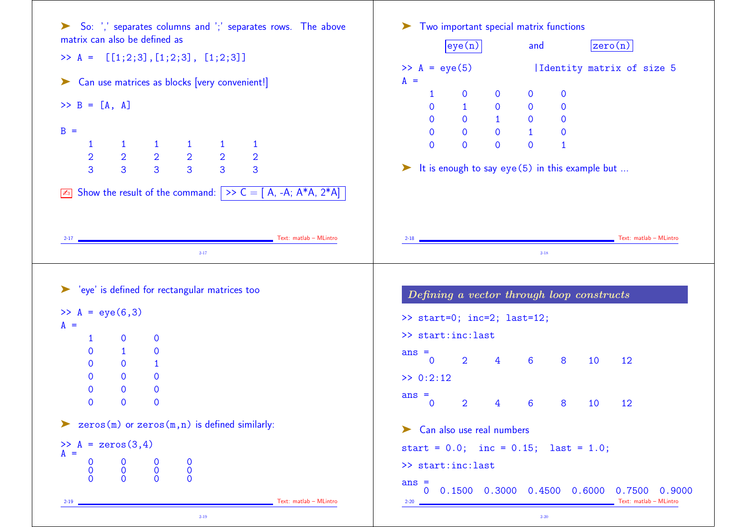- So: ',' separates columns and ';' separates rows. The above matrix can also be defined as

```
>> A =  [[1;2;3],[1;2;3], [1;2;3]]
```

- Can use matrices as blocks [very convenient!]

```
>> B = [A, A]

B =
     1     1     1     1     1     1
     2     2     2     2     2     2
     3     3     3     3     3     3
```

✍ Show the result of the command: `>> C = [ A, -A; A*A, 2*A]`

- Two important special matrix functions

  `eye(n)` and `zero(n)`

```
>> A = eye(5)           |Identity matrix of size 5
A =
     1     0     0     0     0
     0     1     0     0     0
     0     0     1     0     0
     0     0     0     1     0
     0     0     0     0     1
```

- It is enough to say eye(5) in this example but ...

- 'eye' is defined for rectangular matrices too

```
>> A = eye(6,3)
A =
     1     0     0
     0     1     0
     0     0     1
     0     0     0
     0     0     0
     0     0     0
```

- `zeros(m)` or `zeros(m,n)` is defined similarly:

```
>> A = zeros(3,4)
A =
     0     0     0     0
     0     0     0     0
     0     0     0     0
```

## *Defining a vector through loop constructs*

```
>> start=0; inc=2; last=12;

>> start:inc:last

ans =
     0     2     4     6     8    10    12

>> 0:2:12

ans =
     0     2     4     6     8    10    12
```

- Can also use real numbers

```
start = 0.0;  inc = 0.15;  last = 1.0;

>> start:inc:last

ans =
    0  0.1500  0.3000  0.4500  0.6000  0.7500  0.9000
```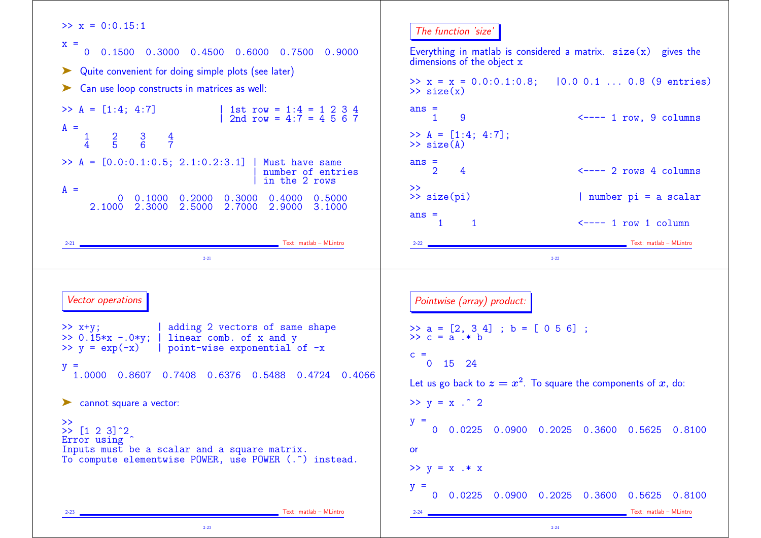```
>> x = 0:0.15:1

x =
    0   0.1500   0.3000   0.4500   0.6000   0.7500   0.9000
```

- Quite convenient for doing simple plots (see later)
- Can use loop constructs in matrices as well:

```
>> A = [1:4; 4:7]             | 1st row = 1:4 = 1 2 3 4
                              | 2nd row = 4:7 = 4 5 6 7
A =
     1     2     3     4
     4     5     6     7

>> A = [0.0:0.1:0.5; 2.1:0.2:3.1] | Must have same
                                  | number of entries
                                  | in the 2 rows
A =
          0   0.1000   0.2000   0.3000   0.4000   0.5000
     2.1000   2.3000   2.5000   2.7000   2.9000   3.1000
```

## The function 'size'

Everything in matlab is considered a matrix. `size(x)` gives the dimensions of the object x

```
>> x = x = 0.0:0.1:0.8;    |0.0 0.1 ... 0.8 (9 entries)
>> size(x)

ans =
     1     9                  <---- 1 row, 9 columns

>> A = [1:4; 4:7];
>> size(A)

ans =
     2     4                  <---- 2 rows 4 columns

>>
>> size(pi)                   | number pi = a scalar

ans =
     1     1                  <---- 1 row 1 column
```

## Vector operations

```
>> x+y;           | adding 2 vectors of same shape
>> 0.15*x -.0*y;  | linear comb. of x and y
>> y = exp(-x)    | point-wise exponential of -x

y =
   1.0000   0.8607   0.7408   0.6376   0.5488   0.4724   0.4066
```

- cannot square a vector:

```
>>
>> [1 2 3]^2
Error using ^
Inputs must be a scalar and a square matrix.
To compute elementwise POWER, use POWER (.^) instead.
```

## Pointwise (array) product:

```
>> a = [2, 3 4] ; b = [ 0 5 6] ;
>> c = a .* b

c =
    0   15   24
```

Let us go back to $z = x^2$. To square the components of $x$, do:

```
>> y = x .^ 2

y =
     0   0.0225   0.0900   0.2025   0.3600   0.5625   0.8100
```

or

```
>> y = x .* x

y =
     0   0.0225   0.0900   0.2025   0.3600   0.5625   0.8100
```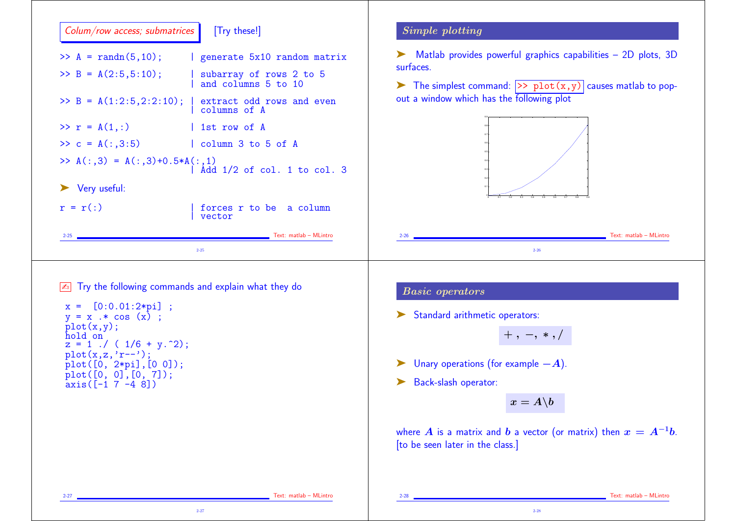## Colum/row access; submatrices

[Try these!]

```
>> A = randn(5,10);      | generate 5x10 random matrix
>> B = A(2:5,5:10);      | subarray of rows 2 to 5
                         | and columns 5 to 10
>> B = A(1:2:5,2:2:10);  | extract odd rows and even
                         | columns of A
>> r = A(1,:)            | 1st row of A
>> c = A(:,3:5)          | column 3 to 5 of A
>> A(:,3) = A(:,3)+0.5*A(:,1)
                         | Add 1/2 of col. 1 to col. 3
```

➤ Very useful:

```
r = r(:)                 | forces r to be  a column
                         | vector
```

## Simple plotting

➤ Matlab provides powerful graphics capabilities – 2D plots, 3D surfaces.

➤ The simplest command: `>> plot(x,y)` causes matlab to pop-out a window which has the following plot

✍ Try the following commands and explain what they do

```
x =  [0:0.01:2*pi] ;
y = x .* cos (x) ;
plot(x,y);
hold on
z = 1 ./ ( 1/6 + y.^2);
plot(x,z,'r--');
plot([0, 2*pi],[0 0]);
plot([0, 0],[0, 7]);
axis([-1 7 -4 8])
```

## Basic operators

➤ Standard arithmetic operators:

$$+\,,\ -,\ *\,,\ /$$

➤ Unary operations (for example $-A$).

➤ Back-slash operator:

$$x = A\backslash b$$

where $A$ is a matrix and $b$ a vector (or matrix) then $x = A^{-1}b$. [to be seen later in the class.]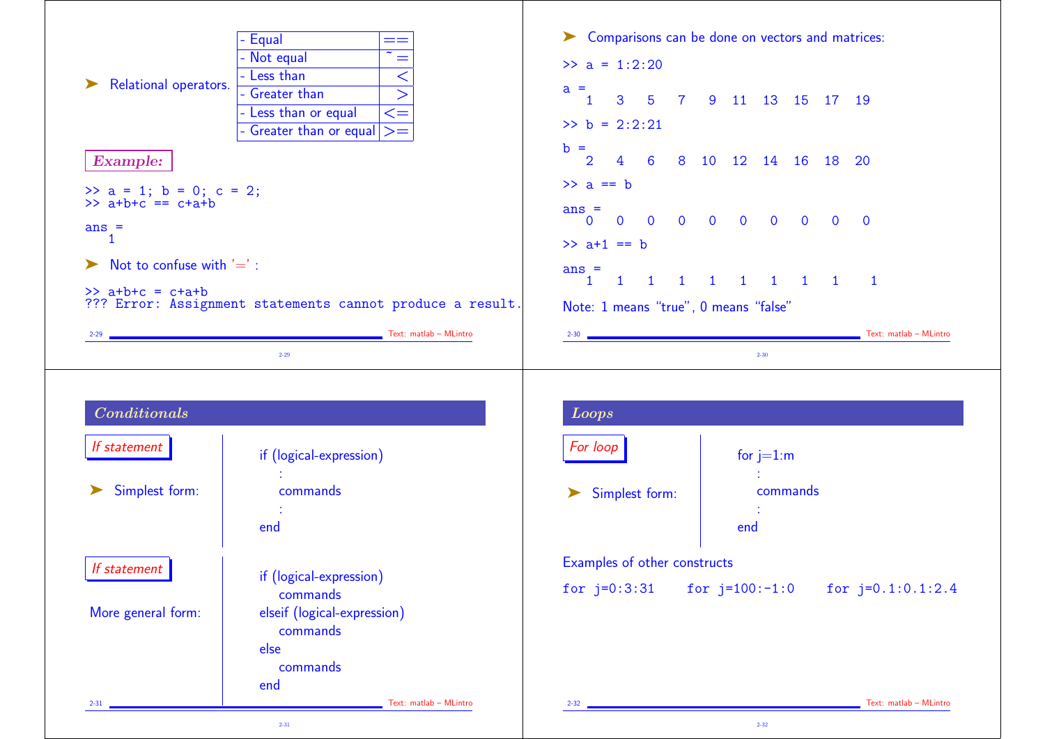➤ Relational operators.

| | |
|---|---|
| - Equal | == |
| - Not equal | ~= |
| - Less than | < |
| - Greater than | > |
| - Less than or equal | <= |
| - Greater than or equal | >= |

***Example:***

```
>> a = 1; b = 0; c = 2;
>> a+b+c == c+a+b

ans =
   1
```

➤ Not to confuse with '=' :

```
>> a+b+c = c+a+b
??? Error: Assignment statements cannot produce a result.
```

➤ Comparisons can be done on vectors and matrices:

```
>> a = 1:2:20

a =
   1    3    5    7    9   11   13   15   17   19

>> b = 2:2:21

b =
   2    4    6    8   10   12   14   16   18   20

>> a == b

ans =
   0    0    0    0    0    0    0    0    0    0

>> a+1 == b

ans =
   1    1    1    1    1    1    1    1    1    1
```

Note: 1 means "true", 0 means "false"

## *Conditionals*

*If statement*

➤ Simplest form:

```
if (logical-expression)
    :
    commands
    :
end
```

*If statement*

More general form:

```
if (logical-expression)
    commands
elseif (logical-expression)
    commands
else
    commands
end
```

## *Loops*

*For loop*

➤ Simplest form:

```
for j=1:m
    :
    commands
    :
end
```

Examples of other constructs

```
for j=0:3:31     for j=100:-1:0     for j=0.1:0.1:2.4
```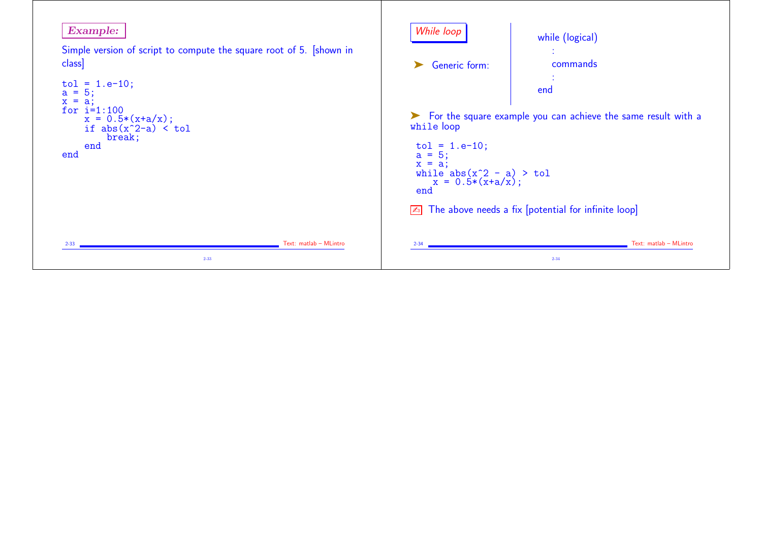## *Example:*

Simple version of script to compute the square root of 5. [shown in class]

```
tol = 1.e-10;
a = 5;
x = a;
for i=1:100
    x = 0.5*(x+a/x);
    if abs(x^2-a) < tol
        break;
    end
end
```

## *While loop*

➤ Generic form:

```
while (logical)
    :
    commands
    :
end
```

➤ For the square example you can achieve the same result with a `while` loop

```
tol = 1.e-10;
a = 5;
x = a;
while abs(x^2 - a) > tol
   x = 0.5*(x+a/x);
end
```

✍ The above needs a fix [potential for infinite loop]